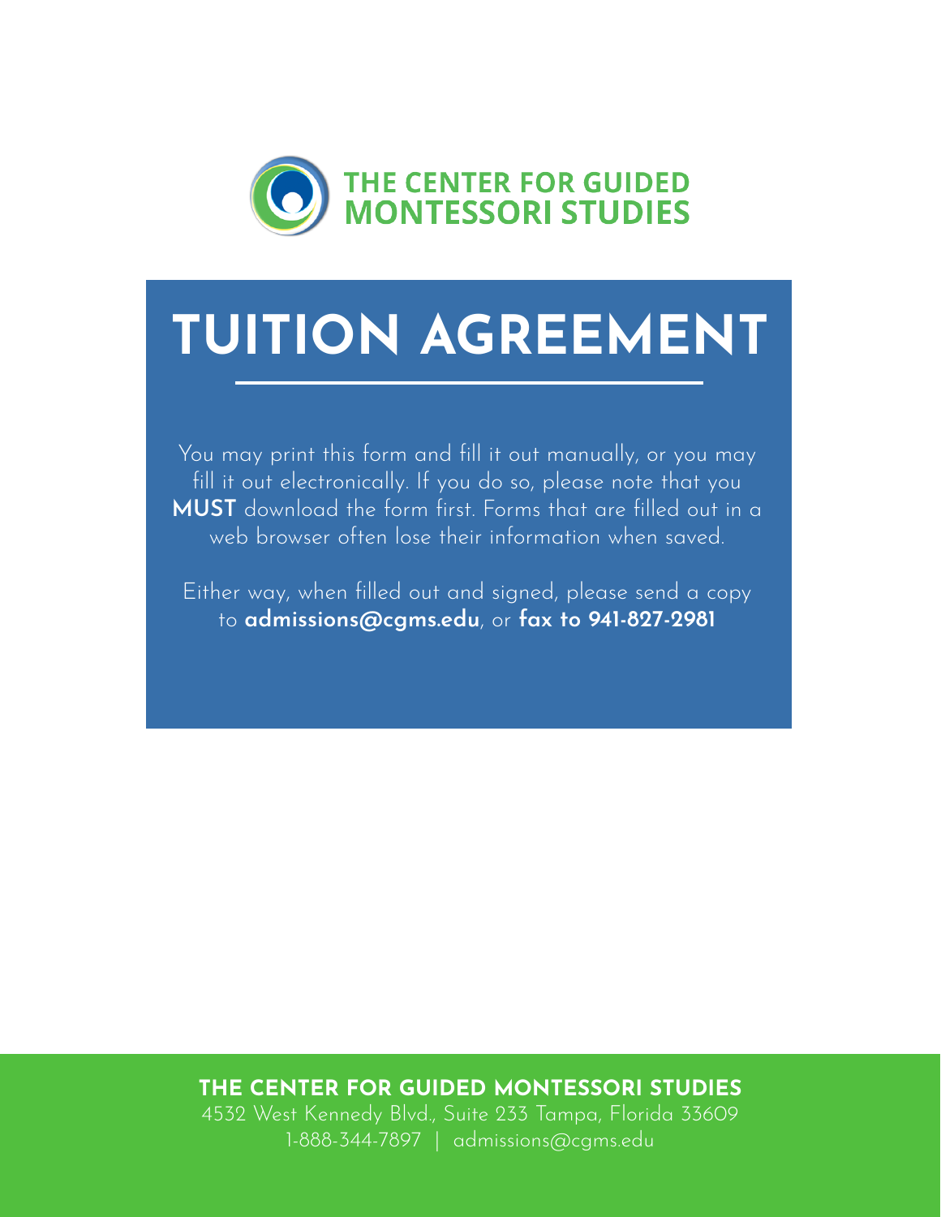THE CENTER FOR GUIDED MONTESSORI STUDIES

# TUITION AGREEMENT

You may print this form and fill it out manually, or you may fill it out electronically. If you do so, please note that you **MUST** download the form first. Forms that are filled out in a web browser often lose their information when saved.

Either way, when filled out and signed, please send a copy to **admissions@cgms.edu**, or **fax to 941-827-2981**

**THE CENTER FOR GUIDED MONTESSORI STUDIES**
4532 West Kennedy Blvd., Suite 233 Tampa, Florida 33609
1-888-344-7897 | admissions@cgms.edu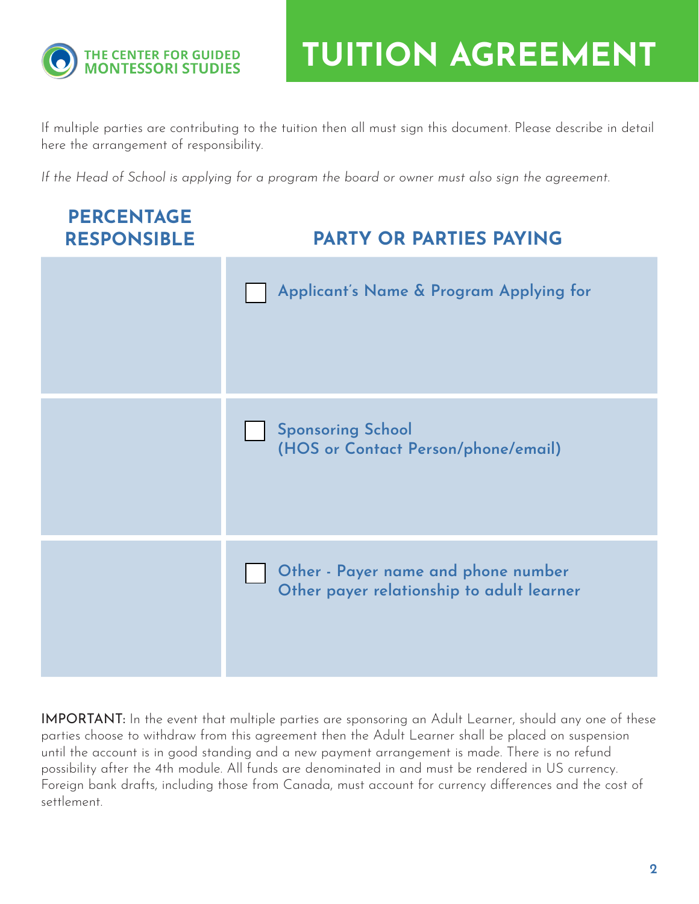THE CENTER FOR GUIDED MONTESSORI STUDIES

# TUITION AGREEMENT

If multiple parties are contributing to the tuition then all must sign this document. Please describe in detail here the arrangement of responsibility.

*If the Head of School is applying for a program the board or owner must also sign the agreement.*

| PERCENTAGE RESPONSIBLE | PARTY OR PARTIES PAYING |
|---|---|
| | ☐ Applicant's Name & Program Applying for |
| | ☐ Sponsoring School (HOS or Contact Person/phone/email) |
| | ☐ Other - Payer name and phone number Other payer relationship to adult learner |

**IMPORTANT:** In the event that multiple parties are sponsoring an Adult Learner, should any one of these parties choose to withdraw from this agreement then the Adult Learner shall be placed on suspension until the account is in good standing and a new payment arrangement is made. There is no refund possibility after the 4th module. All funds are denominated in and must be rendered in US currency. Foreign bank drafts, including those from Canada, must account for currency differences and the cost of settlement.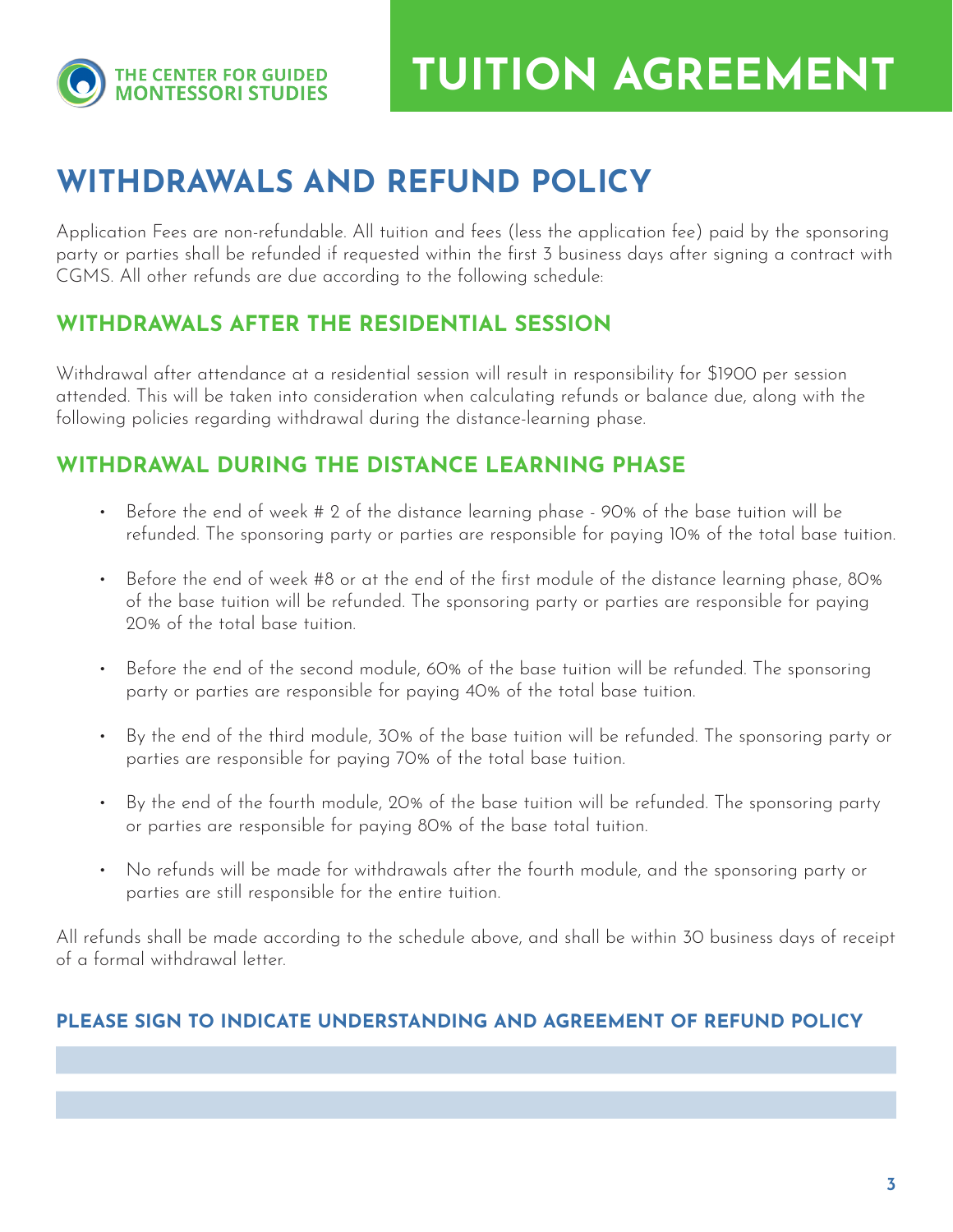# WITHDRAWALS AND REFUND POLICY

Application Fees are non-refundable. All tuition and fees (less the application fee) paid by the sponsoring party or parties shall be refunded if requested within the first 3 business days after signing a contract with CGMS. All other refunds are due according to the following schedule:

## WITHDRAWALS AFTER THE RESIDENTIAL SESSION

Withdrawal after attendance at a residential session will result in responsibility for $1900 per session attended. This will be taken into consideration when calculating refunds or balance due, along with the following policies regarding withdrawal during the distance-learning phase.

## WITHDRAWAL DURING THE DISTANCE LEARNING PHASE

- Before the end of week # 2 of the distance learning phase - 90% of the base tuition will be refunded. The sponsoring party or parties are responsible for paying 10% of the total base tuition.
- Before the end of week #8 or at the end of the first module of the distance learning phase, 80% of the base tuition will be refunded. The sponsoring party or parties are responsible for paying 20% of the total base tuition.
- Before the end of the second module, 60% of the base tuition will be refunded. The sponsoring party or parties are responsible for paying 40% of the total base tuition.
- By the end of the third module, 30% of the base tuition will be refunded. The sponsoring party or parties are responsible for paying 70% of the total base tuition.
- By the end of the fourth module, 20% of the base tuition will be refunded. The sponsoring party or parties are responsible for paying 80% of the base total tuition.
- No refunds will be made for withdrawals after the fourth module, and the sponsoring party or parties are still responsible for the entire tuition.

All refunds shall be made according to the schedule above, and shall be within 30 business days of receipt of a formal withdrawal letter.

### PLEASE SIGN TO INDICATE UNDERSTANDING AND AGREEMENT OF REFUND POLICY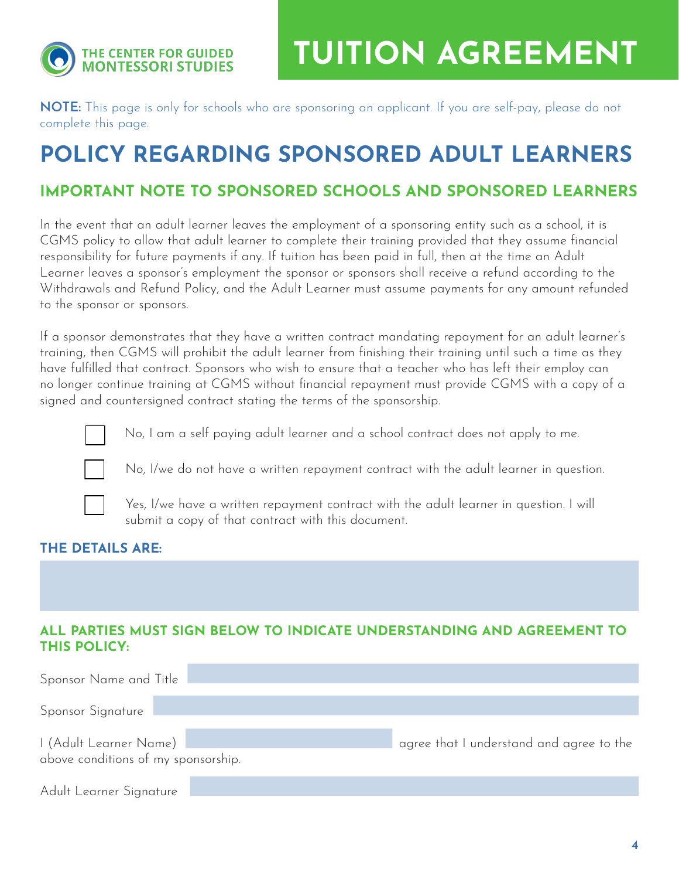THE CENTER FOR GUIDED MONTESSORI STUDIES

# TUITION AGREEMENT

**NOTE:** This page is only for schools who are sponsoring an applicant. If you are self-pay, please do not complete this page.

# POLICY REGARDING SPONSORED ADULT LEARNERS

## IMPORTANT NOTE TO SPONSORED SCHOOLS AND SPONSORED LEARNERS

In the event that an adult learner leaves the employment of a sponsoring entity such as a school, it is CGMS policy to allow that adult learner to complete their training provided that they assume financial responsibility for future payments if any. If tuition has been paid in full, then at the time an Adult Learner leaves a sponsor's employment the sponsor or sponsors shall receive a refund according to the Withdrawals and Refund Policy, and the Adult Learner must assume payments for any amount refunded to the sponsor or sponsors.

If a sponsor demonstrates that they have a written contract mandating repayment for an adult learner's training, then CGMS will prohibit the adult learner from finishing their training until such a time as they have fulfilled that contract. Sponsors who wish to ensure that a teacher who has left their employ can no longer continue training at CGMS without financial repayment must provide CGMS with a copy of a signed and countersigned contract stating the terms of the sponsorship.

- ☐ No, I am a self paying adult learner and a school contract does not apply to me.
- ☐ No, I/we do not have a written repayment contract with the adult learner in question.
- ☐ Yes, I/we have a written repayment contract with the adult learner in question. I will submit a copy of that contract with this document.

### THE DETAILS ARE:

______________________________

### ALL PARTIES MUST SIGN BELOW TO INDICATE UNDERSTANDING AND AGREEMENT TO THIS POLICY:

Sponsor Name and Title ______________________________

Sponsor Signature ______________________________

I (Adult Learner Name) ______________________________ agree that I understand and agree to the above conditions of my sponsorship.

Adult Learner Signature ______________________________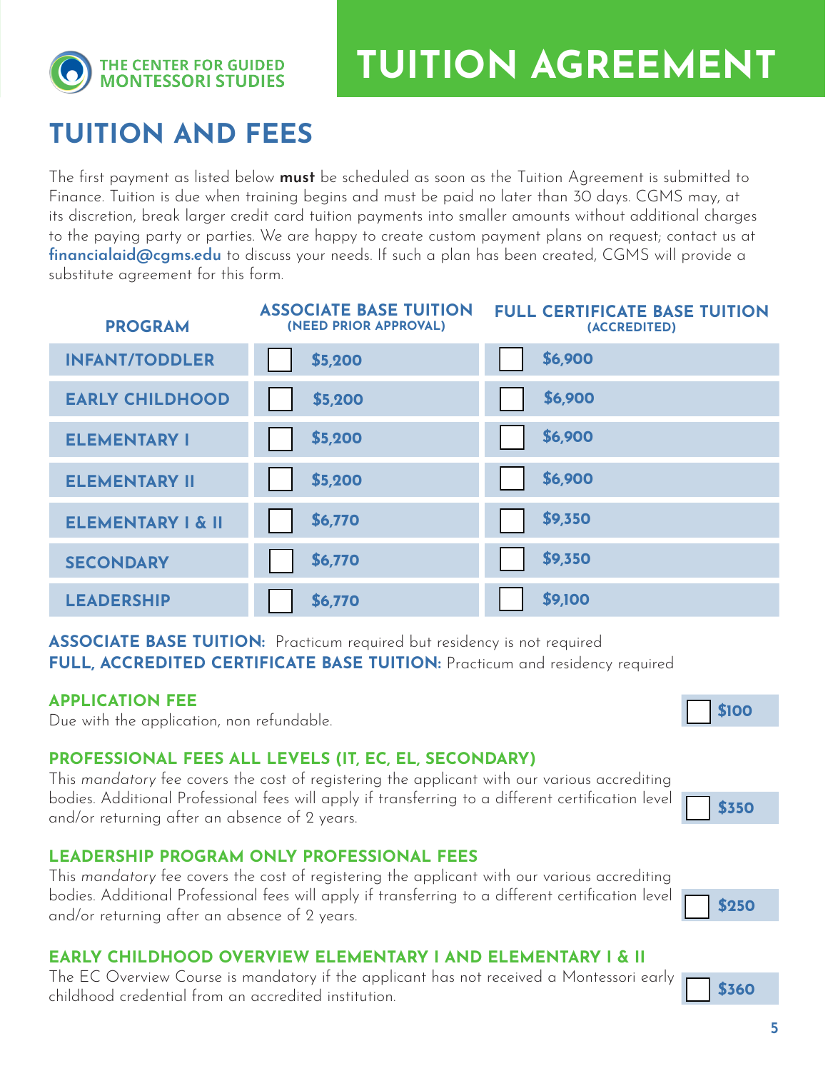THE CENTER FOR GUIDED MONTESSORI STUDIES

# TUITION AGREEMENT

## TUITION AND FEES

The first payment as listed below **must** be scheduled as soon as the Tuition Agreement is submitted to Finance. Tuition is due when training begins and must be paid no later than 30 days. CGMS may, at its discretion, break larger credit card tuition payments into smaller amounts without additional charges to the paying party or parties. We are happy to create custom payment plans on request; contact us at **financialaid@cgms.edu** to discuss your needs. If such a plan has been created, CGMS will provide a substitute agreement for this form.

| PROGRAM | ASSOCIATE BASE TUITION (NEED PRIOR APPROVAL) | FULL CERTIFICATE BASE TUITION (ACCREDITED) |
|---|---|---|
| INFANT/TODDLER | ☐ $5,200 | ☐ $6,900 |
| EARLY CHILDHOOD | ☐ $5,200 | ☐ $6,900 |
| ELEMENTARY I | ☐ $5,200 | ☐ $6,900 |
| ELEMENTARY II | ☐ $5,200 | ☐ $6,900 |
| ELEMENTARY I & II | ☐ $6,770 | ☐ $9,350 |
| SECONDARY | ☐ $6,770 | ☐ $9,350 |
| LEADERSHIP | ☐ $6,770 | ☐ $9,100 |

**ASSOCIATE BASE TUITION:** Practicum required but residency is not required
**FULL, ACCREDITED CERTIFICATE BASE TUITION:** Practicum and residency required

### APPLICATION FEE

Due with the application, non refundable.

☐ **$100**

### PROFESSIONAL FEES ALL LEVELS (IT, EC, EL, SECONDARY)

This *mandatory* fee covers the cost of registering the applicant with our various accrediting bodies. Additional Professional fees will apply if transferring to a different certification level and/or returning after an absence of 2 years.

☐ **$350**

### LEADERSHIP PROGRAM ONLY PROFESSIONAL FEES

This *mandatory* fee covers the cost of registering the applicant with our various accrediting bodies. Additional Professional fees will apply if transferring to a different certification level and/or returning after an absence of 2 years.

☐ **$250**

### EARLY CHILDHOOD OVERVIEW ELEMENTARY I AND ELEMENTARY I & II

The EC Overview Course is mandatory if the applicant has not received a Montessori early childhood credential from an accredited institution.

☐ **$360**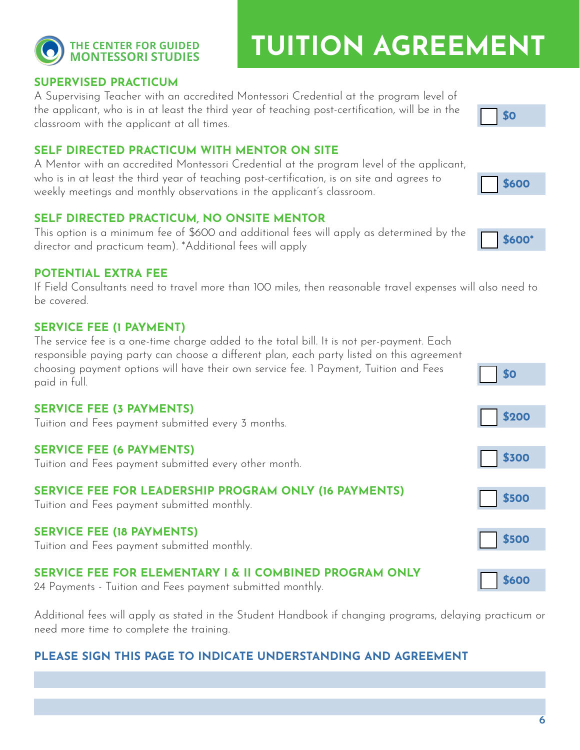THE CENTER FOR GUIDED MONTESSORI STUDIES

# TUITION AGREEMENT

### SUPERVISED PRACTICUM

A Supervising Teacher with an accredited Montessori Credential at the program level of the applicant, who is in at least the third year of teaching post-certification, will be in the classroom with the applicant at all times.

☐ **$0**

### SELF DIRECTED PRACTICUM WITH MENTOR ON SITE

A Mentor with an accredited Montessori Credential at the program level of the applicant, who is in at least the third year of teaching post-certification, is on site and agrees to weekly meetings and monthly observations in the applicant's classroom.

☐ **$600**

### SELF DIRECTED PRACTICUM, NO ONSITE MENTOR

This option is a minimum fee of $600 and additional fees will apply as determined by the director and practicum team). *Additional fees will apply

☐ **$600***

### POTENTIAL EXTRA FEE

If Field Consultants need to travel more than 100 miles, then reasonable travel expenses will also need to be covered.

### SERVICE FEE (1 PAYMENT)

The service fee is a one-time charge added to the total bill. It is not per-payment. Each responsible paying party can choose a different plan, each party listed on this agreement choosing payment options will have their own service fee. 1 Payment, Tuition and Fees paid in full.

☐ **$0**

### SERVICE FEE (3 PAYMENTS)

Tuition and Fees payment submitted every 3 months.

☐ **$200**

### SERVICE FEE (6 PAYMENTS)

Tuition and Fees payment submitted every other month.

☐ **$300**

### SERVICE FEE FOR LEADERSHIP PROGRAM ONLY (16 PAYMENTS)

Tuition and Fees payment submitted monthly.

☐ **$500**

### SERVICE FEE (18 PAYMENTS)

Tuition and Fees payment submitted monthly.

☐ **$500**

### SERVICE FEE FOR ELEMENTARY I & II COMBINED PROGRAM ONLY

24 Payments - Tuition and Fees payment submitted monthly.

☐ **$600**

Additional fees will apply as stated in the Student Handbook if changing programs, delaying practicum or need more time to complete the training.

### PLEASE SIGN THIS PAGE TO INDICATE UNDERSTANDING AND AGREEMENT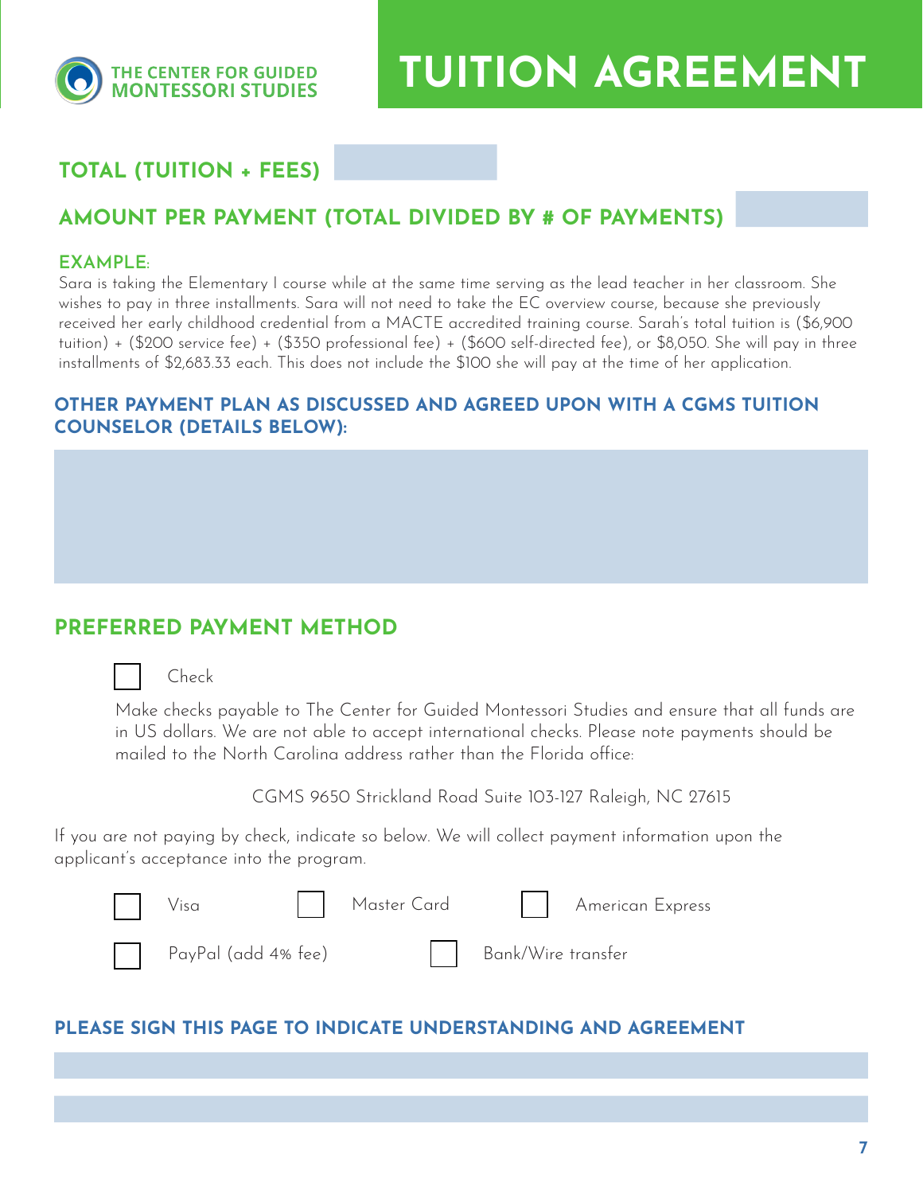THE CENTER FOR GUIDED MONTESSORI STUDIES

# TUITION AGREEMENT

## TOTAL (TUITION + FEES)

## AMOUNT PER PAYMENT (TOTAL DIVIDED BY # OF PAYMENTS)

### EXAMPLE:

Sara is taking the Elementary I course while at the same time serving as the lead teacher in her classroom. She wishes to pay in three installments. Sara will not need to take the EC overview course, because she previously received her early childhood credential from a MACTE accredited training course. Sarah's total tuition is ($6,900 tuition) + ($200 service fee) + ($350 professional fee) + ($600 self-directed fee), or $8,050. She will pay in three installments of $2,683.33 each. This does not include the $100 she will pay at the time of her application.

### OTHER PAYMENT PLAN AS DISCUSSED AND AGREED UPON WITH A CGMS TUITION COUNSELOR (DETAILS BELOW):

## PREFERRED PAYMENT METHOD

- [ ] Check

Make checks payable to The Center for Guided Montessori Studies and ensure that all funds are in US dollars. We are not able to accept international checks. Please note payments should be mailed to the North Carolina address rather than the Florida office:

CGMS 9650 Strickland Road Suite 103-127 Raleigh, NC 27615

If you are not paying by check, indicate so below. We will collect payment information upon the applicant's acceptance into the program.

- [ ] Visa
- [ ] Master Card
- [ ] American Express
- [ ] PayPal (add 4% fee)
- [ ] Bank/Wire transfer

### PLEASE SIGN THIS PAGE TO INDICATE UNDERSTANDING AND AGREEMENT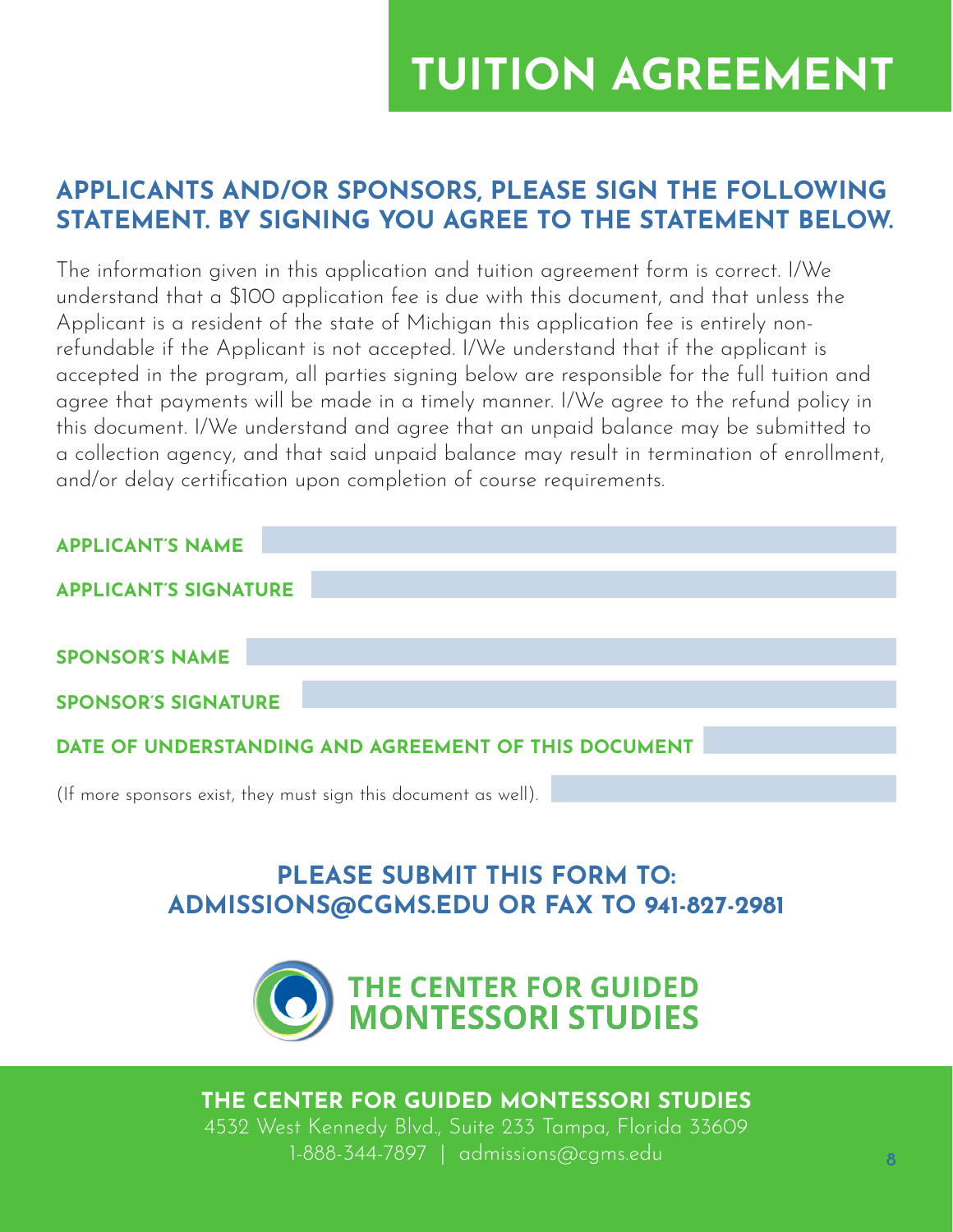# TUITION AGREEMENT

## APPLICANTS AND/OR SPONSORS, PLEASE SIGN THE FOLLOWING STATEMENT. BY SIGNING YOU AGREE TO THE STATEMENT BELOW.

The information given in this application and tuition agreement form is correct. I/We understand that a $100 application fee is due with this document, and that unless the Applicant is a resident of the state of Michigan this application fee is entirely non-refundable if the Applicant is not accepted. I/We understand that if the applicant is accepted in the program, all parties signing below are responsible for the full tuition and agree that payments will be made in a timely manner. I/We agree to the refund policy in this document. I/We understand and agree that an unpaid balance may be submitted to a collection agency, and that said unpaid balance may result in termination of enrollment, and/or delay certification upon completion of course requirements.

**APPLICANT'S NAME**

**APPLICANT'S SIGNATURE**

**SPONSOR'S NAME**

**SPONSOR'S SIGNATURE**

**DATE OF UNDERSTANDING AND AGREEMENT OF THIS DOCUMENT**

(If more sponsors exist, they must sign this document as well).

### PLEASE SUBMIT THIS FORM TO: ADMISSIONS@CGMS.EDU OR FAX TO 941-827-2981

THE CENTER FOR GUIDED MONTESSORI STUDIES

**THE CENTER FOR GUIDED MONTESSORI STUDIES**
4532 West Kennedy Blvd., Suite 233 Tampa, Florida 33609
1-888-344-7897 | admissions@cgms.edu